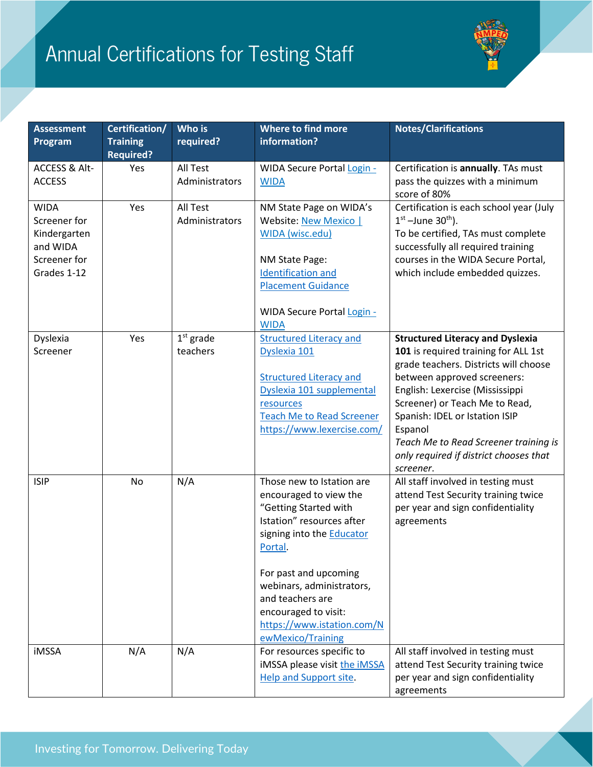# Annual Certifications for Testing Staff

| Assessment Program | Certification/ Training Required? | Who is required? | Where to find more information? | Notes/Clarifications |
|---|---|---|---|---|
| ACCESS & Alt-ACCESS | Yes | All Test Administrators | WIDA Secure Portal Login - WIDA | Certification is **annually**. TAs must pass the quizzes with a minimum score of 80% |
| WIDA Screener for Kindergarten and WIDA Screener for Grades 1-12 | Yes | All Test Administrators | NM State Page on WIDA's Website: New Mexico \| WIDA (wisc.edu)<br><br>NM State Page: Identification and Placement Guidance<br><br>WIDA Secure Portal Login - WIDA | Certification is each school year (July 1st –June 30th).<br>To be certified, TAs must complete successfully all required training courses in the WIDA Secure Portal, which include embedded quizzes. |
| Dyslexia Screener | Yes | 1st grade teachers | Structured Literacy and Dyslexia 101<br><br>Structured Literacy and Dyslexia 101 supplemental resources<br>Teach Me to Read Screener<br>https://www.lexercise.com/ | **Structured Literacy and Dyslexia 101** is required training for ALL 1st grade teachers. Districts will choose between approved screeners: English: Lexercise (Mississippi Screener) or Teach Me to Read, Spanish: IDEL or Istation ISIP Espanol<br>*Teach Me to Read Screener training is only required if district chooses that screener*. |
| ISIP | No | N/A | Those new to Istation are encouraged to view the "Getting Started with Istation" resources after signing into the Educator Portal.<br><br>For past and upcoming webinars, administrators, and teachers are encouraged to visit: https://www.istation.com/NewMexico/Training | All staff involved in testing must attend Test Security training twice per year and sign confidentiality agreements |
| iMSSA | N/A | N/A | For resources specific to iMSSA please visit the iMSSA Help and Support site. | All staff involved in testing must attend Test Security training twice per year and sign confidentiality agreements |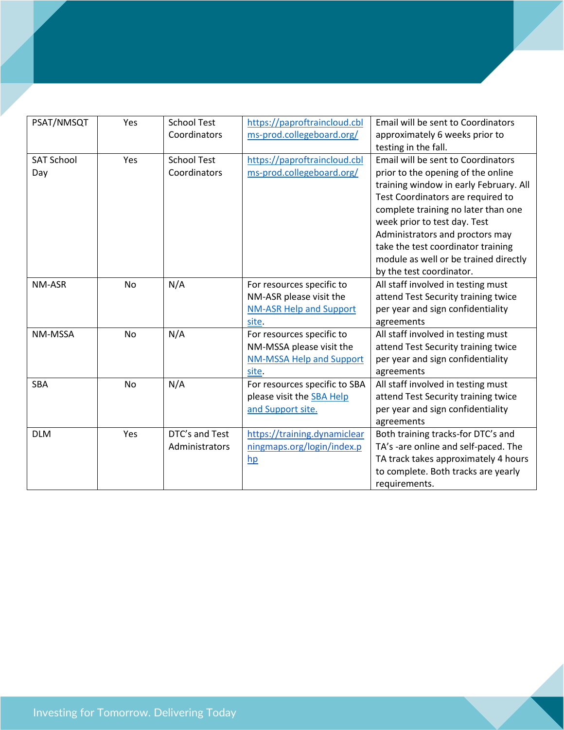| | | | | |
|---|---|---|---|---|
| PSAT/NMSQT | Yes | School Test Coordinators | https://paproftraincloud.cblms-prod.collegeboard.org/ | Email will be sent to Coordinators approximately 6 weeks prior to testing in the fall. |
| SAT School Day | Yes | School Test Coordinators | https://paproftraincloud.cblms-prod.collegeboard.org/ | Email will be sent to Coordinators prior to the opening of the online training window in early February. All Test Coordinators are required to complete training no later than one week prior to test day. Test Administrators and proctors may take the test coordinator training module as well or be trained directly by the test coordinator. |
| NM-ASR | No | N/A | For resources specific to NM-ASR please visit the NM-ASR Help and Support site. | All staff involved in testing must attend Test Security training twice per year and sign confidentiality agreements |
| NM-MSSA | No | N/A | For resources specific to NM-MSSA please visit the NM-MSSA Help and Support site. | All staff involved in testing must attend Test Security training twice per year and sign confidentiality agreements |
| SBA | No | N/A | For resources specific to SBA please visit the SBA Help and Support site. | All staff involved in testing must attend Test Security training twice per year and sign confidentiality agreements |
| DLM | Yes | DTC's and Test Administrators | https://training.dynamiclearningmaps.org/login/index.php | Both training tracks-for DTC's and TA's -are online and self-paced. The TA track takes approximately 4 hours to complete. Both tracks are yearly requirements. |

Investing for Tomorrow. Delivering Today